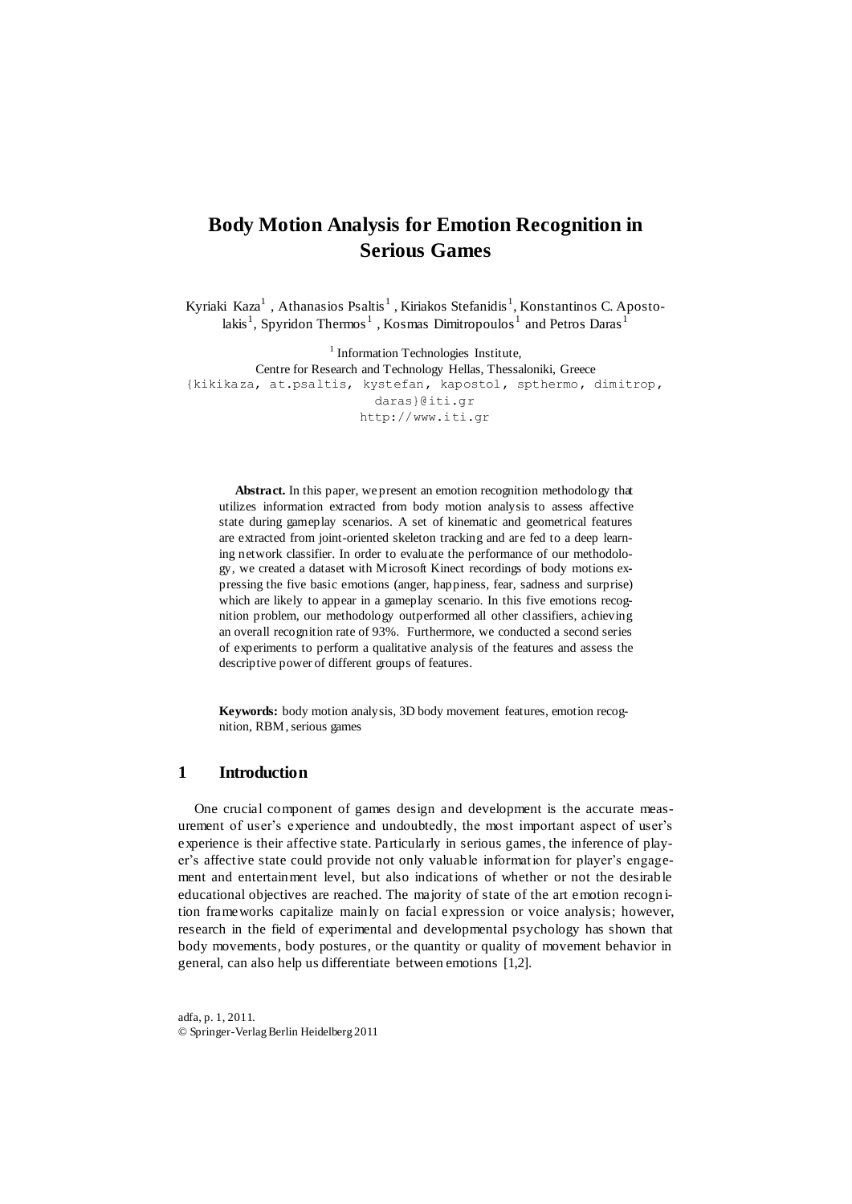# Body Motion Analysis for Emotion Recognition in Serious Games

Kyriaki Kaza[1], Athanasios Psaltis[1], Kiriakos Stefanidis[1], Konstantinos C. Apostolakis[1], Spyridon Thermos[1], Kosmas Dimitropoulos[1] and Petros Daras[1]

[1] Information Technologies Institute,
Centre for Research and Technology Hellas, Thessaloniki, Greece
{kikikaza, at.psaltis, kystefan, kapostol, spthermo, dimitrop, daras}@iti.gr
http://www.iti.gr

**Abstract.** In this paper, we present an emotion recognition methodology that utilizes information extracted from body motion analysis to assess affective state during gameplay scenarios. A set of kinematic and geometrical features are extracted from joint-oriented skeleton tracking and are fed to a deep learning network classifier. In order to evaluate the performance of our methodology, we created a dataset with Microsoft Kinect recordings of body motions expressing the five basic emotions (anger, happiness, fear, sadness and surprise) which are likely to appear in a gameplay scenario. In this five emotions recognition problem, our methodology outperformed all other classifiers, achieving an overall recognition rate of 93%. Furthermore, we conducted a second series of experiments to perform a qualitative analysis of the features and assess the descriptive power of different groups of features.

**Keywords:** body motion analysis, 3D body movement features, emotion recognition, RBM, serious games

## 1 Introduction

One crucial component of games design and development is the accurate measurement of user's experience and undoubtedly, the most important aspect of user's experience is their affective state. Particularly in serious games, the inference of player's affective state could provide not only valuable information for player's engagement and entertainment level, but also indications of whether or not the desirable educational objectives are reached. The majority of state of the art emotion recognition frameworks capitalize mainly on facial expression or voice analysis; however, research in the field of experimental and developmental psychology has shown that body movements, body postures, or the quantity or quality of movement behavior in general, can also help us differentiate between emotions [1,2].

adfa, p. 1, 2011.
© Springer-Verlag Berlin Heidelberg 2011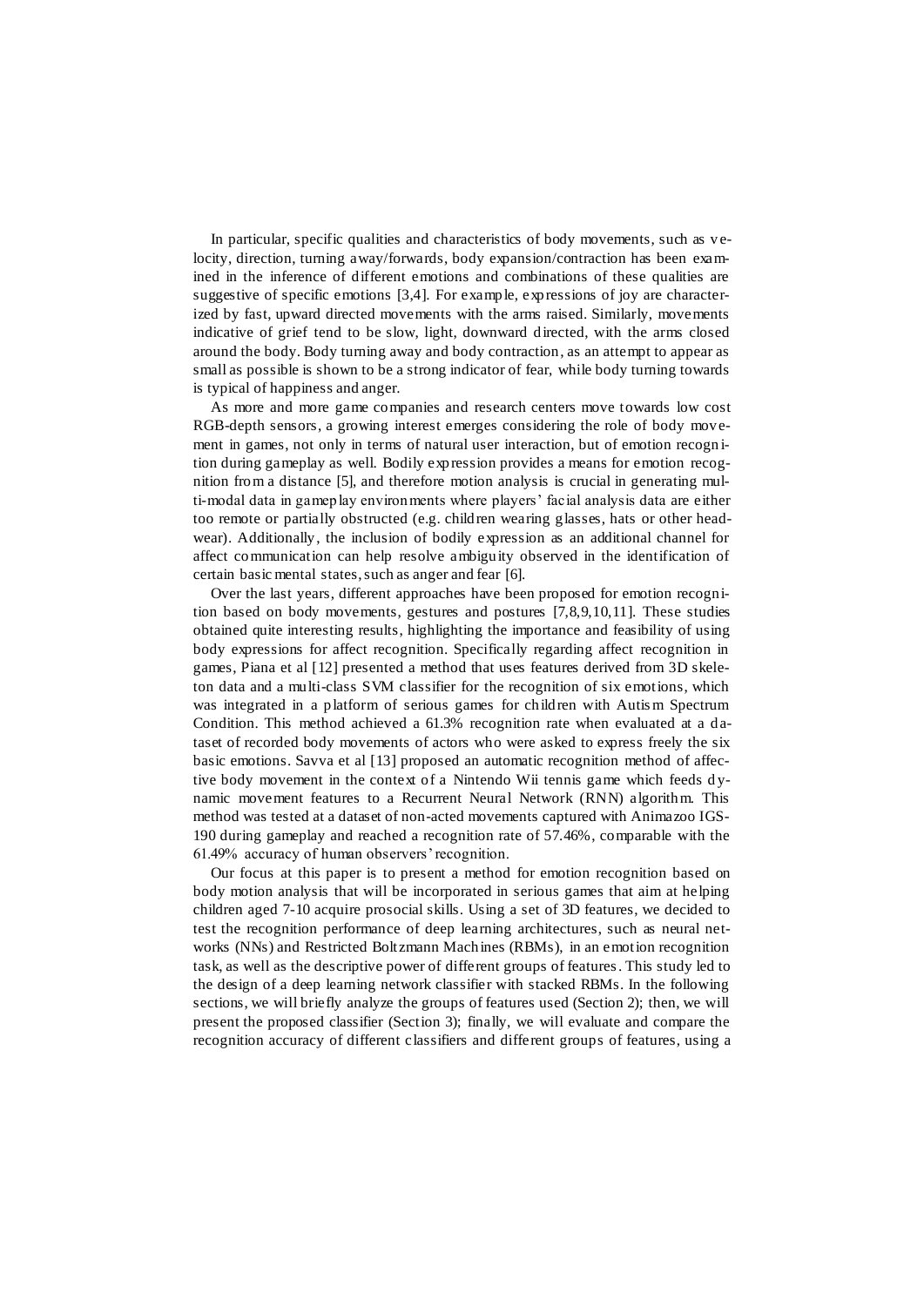In particular, specific qualities and characteristics of body movements, such as velocity, direction, turning away/forwards, body expansion/contraction has been examined in the inference of different emotions and combinations of these qualities are suggestive of specific emotions [3,4]. For example, expressions of joy are characterized by fast, upward directed movements with the arms raised. Similarly, movements indicative of grief tend to be slow, light, downward directed, with the arms closed around the body. Body turning away and body contraction, as an attempt to appear as small as possible is shown to be a strong indicator of fear, while body turning towards is typical of happiness and anger.

As more and more game companies and research centers move towards low cost RGB-depth sensors, a growing interest emerges considering the role of body movement in games, not only in terms of natural user interaction, but of emotion recognition during gameplay as well. Bodily expression provides a means for emotion recognition from a distance [5], and therefore motion analysis is crucial in generating multi-modal data in gameplay environments where players' facial analysis data are either too remote or partially obstructed (e.g. children wearing glasses, hats or other headwear). Additionally, the inclusion of bodily expression as an additional channel for affect communication can help resolve ambiguity observed in the identification of certain basic mental states, such as anger and fear [6].

Over the last years, different approaches have been proposed for emotion recognition based on body movements, gestures and postures [7,8,9,10,11]. These studies obtained quite interesting results, highlighting the importance and feasibility of using body expressions for affect recognition. Specifically regarding affect recognition in games, Piana et al [12] presented a method that uses features derived from 3D skeleton data and a multi-class SVM classifier for the recognition of six emotions, which was integrated in a platform of serious games for children with Autism Spectrum Condition. This method achieved a 61.3% recognition rate when evaluated at a dataset of recorded body movements of actors who were asked to express freely the six basic emotions. Savva et al [13] proposed an automatic recognition method of affective body movement in the context of a Nintendo Wii tennis game which feeds dynamic movement features to a Recurrent Neural Network (RNN) algorithm. This method was tested at a dataset of non-acted movements captured with Animazoo IGS-190 during gameplay and reached a recognition rate of 57.46%, comparable with the 61.49% accuracy of human observers' recognition.

Our focus at this paper is to present a method for emotion recognition based on body motion analysis that will be incorporated in serious games that aim at helping children aged 7-10 acquire prosocial skills. Using a set of 3D features, we decided to test the recognition performance of deep learning architectures, such as neural networks (NNs) and Restricted Boltzmann Machines (RBMs), in an emotion recognition task, as well as the descriptive power of different groups of features. This study led to the design of a deep learning network classifier with stacked RBMs. In the following sections, we will briefly analyze the groups of features used (Section 2); then, we will present the proposed classifier (Section 3); finally, we will evaluate and compare the recognition accuracy of different classifiers and different groups of features, using a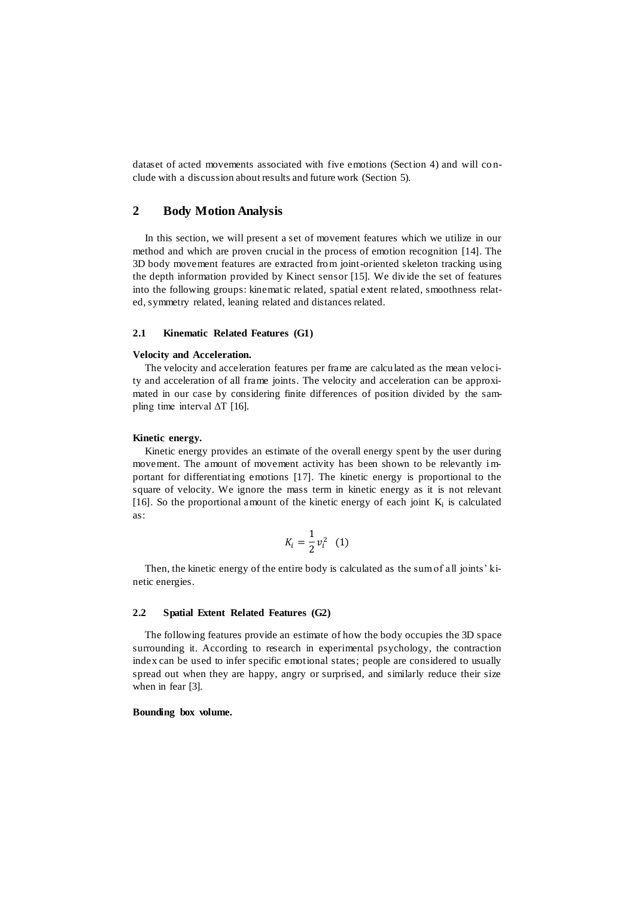dataset of acted movements associated with five emotions (Section 4) and will conclude with a discussion about results and future work (Section 5).

## 2 Body Motion Analysis

In this section, we will present a set of movement features which we utilize in our method and which are proven crucial in the process of emotion recognition [14]. The 3D body movement features are extracted from joint-oriented skeleton tracking using the depth information provided by Kinect sensor [15]. We divide the set of features into the following groups: kinematic related, spatial extent related, smoothness related, symmetry related, leaning related and distances related.

### 2.1 Kinematic Related Features (G1)

**Velocity and Acceleration.**

The velocity and acceleration features per frame are calculated as the mean velocity and acceleration of all frame joints. The velocity and acceleration can be approximated in our case by considering finite differences of position divided by the sampling time interval ΔT [16].

**Kinetic energy.**

Kinetic energy provides an estimate of the overall energy spent by the user during movement. The amount of movement activity has been shown to be relevantly important for differentiating emotions [17]. The kinetic energy is proportional to the square of velocity. We ignore the mass term in kinetic energy as it is not relevant [16]. So the proportional amount of the kinetic energy of each joint $K_i$ is calculated as:

$$K_i = \frac{1}{2} v_i^2 \quad (1)$$

Then, the kinetic energy of the entire body is calculated as the sum of all joints' kinetic energies.

### 2.2 Spatial Extent Related Features (G2)

The following features provide an estimate of how the body occupies the 3D space surrounding it. According to research in experimental psychology, the contraction index can be used to infer specific emotional states; people are considered to usually spread out when they are happy, angry or surprised, and similarly reduce their size when in fear [3].

**Bounding box volume.**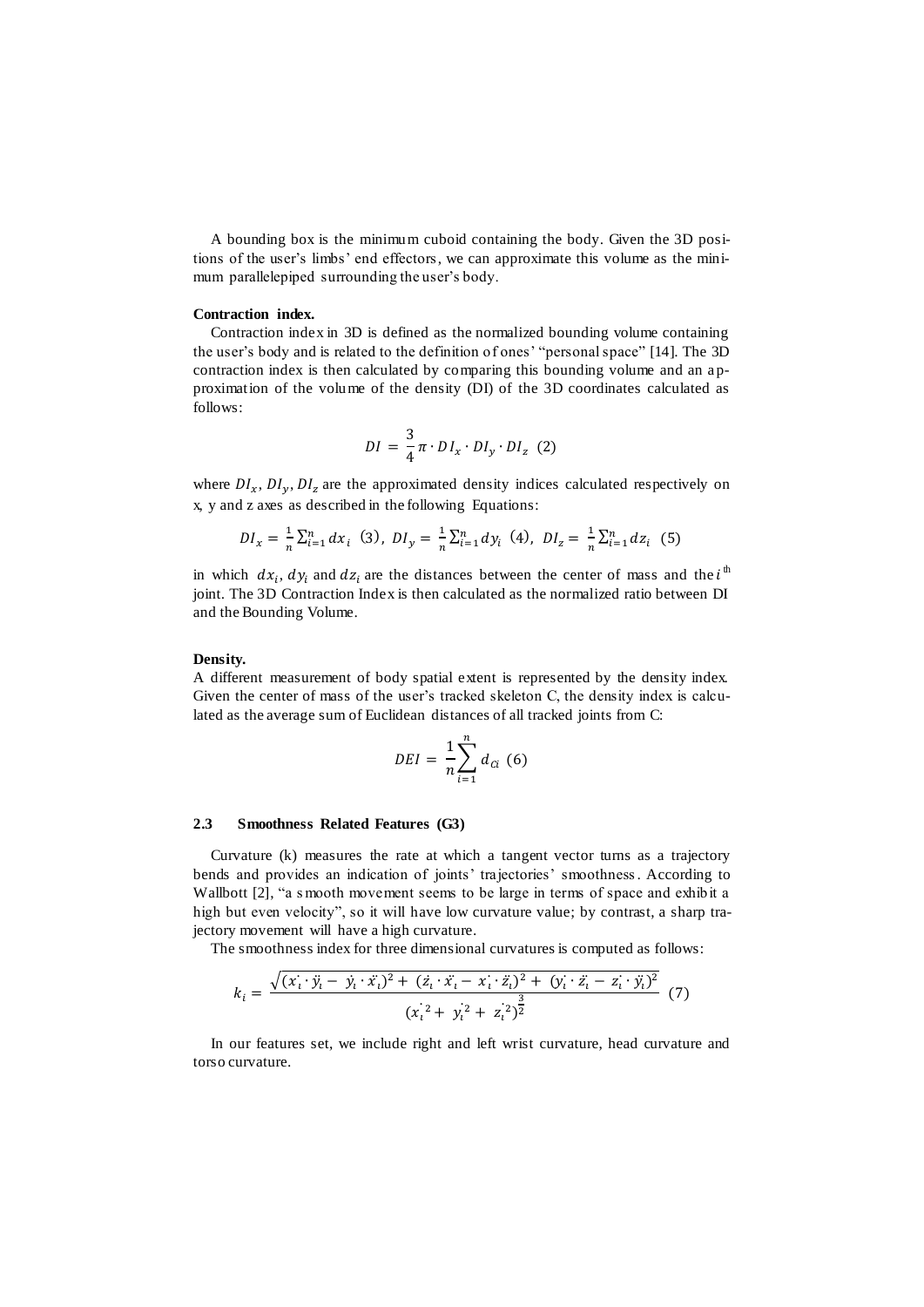A bounding box is the minimum cuboid containing the body. Given the 3D positions of the user's limbs' end effectors, we can approximate this volume as the minimum parallelepiped surrounding the user's body.

**Contraction index.**

Contraction index in 3D is defined as the normalized bounding volume containing the user's body and is related to the definition of ones' "personal space" [14]. The 3D contraction index is then calculated by comparing this bounding volume and an approximation of the volume of the density (DI) of the 3D coordinates calculated as follows:

$$DI = \frac{3}{4}\pi \cdot DI_x \cdot DI_y \cdot DI_z \quad (2)$$

where $DI_x$, $DI_y$, $DI_z$ are the approximated density indices calculated respectively on x, y and z axes as described in the following Equations:

$$DI_x = \frac{1}{n}\sum_{i=1}^{n} dx_i \quad (3), \quad DI_y = \frac{1}{n}\sum_{i=1}^{n} dy_i \quad (4), \quad DI_z = \frac{1}{n}\sum_{i=1}^{n} dz_i \quad (5)$$

in which $dx_i$, $dy_i$ and $dz_i$ are the distances between the center of mass and the $i^{\text{th}}$ joint. The 3D Contraction Index is then calculated as the normalized ratio between DI and the Bounding Volume.

**Density.**

A different measurement of body spatial extent is represented by the density index. Given the center of mass of the user's tracked skeleton C, the density index is calculated as the average sum of Euclidean distances of all tracked joints from C:

$$DEI = \frac{1}{n}\sum_{i=1}^{n} d_{Ci} \quad (6)$$

### 2.3 Smoothness Related Features (G3)

Curvature (k) measures the rate at which a tangent vector turns as a trajectory bends and provides an indication of joints' trajectories' smoothness. According to Wallbott [2], "a smooth movement seems to be large in terms of space and exhibit a high but even velocity", so it will have low curvature value; by contrast, a sharp trajectory movement will have a high curvature.

The smoothness index for three dimensional curvatures is computed as follows:

$$k_i = \frac{\sqrt{(\dot{x}_i \cdot \ddot{y}_i - \dot{y}_i \cdot \ddot{x}_i)^2 + (\dot{z}_i \cdot \ddot{x}_i - \dot{x}_i \cdot \ddot{z}_i)^2 + (\dot{y}_i \cdot \ddot{z}_i - \dot{z}_i \cdot \ddot{y}_i)^2}}{(\dot{x}_i^2 + \dot{y}_i^2 + \dot{z}_i^2)^{\frac{3}{2}}} \quad (7)$$

In our features set, we include right and left wrist curvature, head curvature and torso curvature.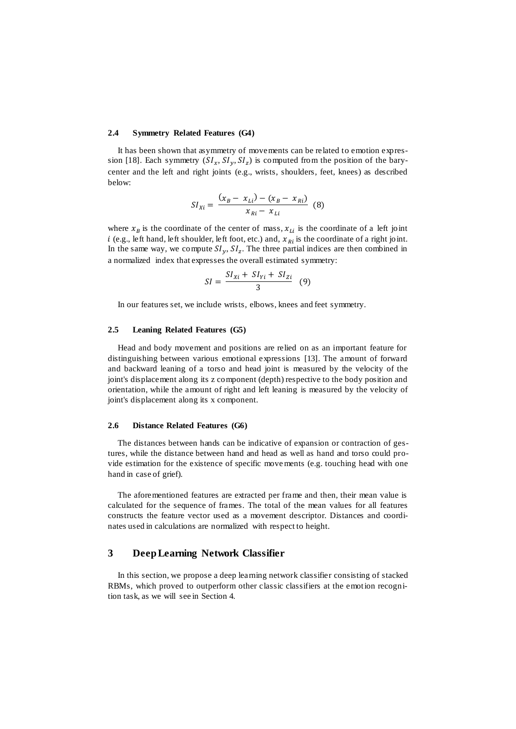### 2.4 Symmetry Related Features (G4)

It has been shown that asymmetry of movements can be related to emotion expression [18]. Each symmetry ($SI_x$, $SI_y$, $SI_z$) is computed from the position of the barycenter and the left and right joints (e.g., wrists, shoulders, feet, knees) as described below:

$$SI_{Xi} = \frac{(x_B - x_{Li}) - (x_B - x_{Ri})}{x_{Ri} - x_{Li}} \quad (8)$$

where $x_B$ is the coordinate of the center of mass, $x_{Li}$ is the coordinate of a left joint $i$ (e.g., left hand, left shoulder, left foot, etc.) and, $x_{Ri}$ is the coordinate of a right joint. In the same way, we compute $SI_y$, $SI_z$. The three partial indices are then combined in a normalized index that expresses the overall estimated symmetry:

$$SI = \frac{SI_{Xi} + SI_{Yi} + SI_{Zi}}{3} \quad (9)$$

In our features set, we include wrists, elbows, knees and feet symmetry.

### 2.5 Leaning Related Features (G5)

Head and body movement and positions are relied on as an important feature for distinguishing between various emotional expressions [13]. The amount of forward and backward leaning of a torso and head joint is measured by the velocity of the joint's displacement along its z component (depth) respective to the body position and orientation, while the amount of right and left leaning is measured by the velocity of joint's displacement along its x component.

### 2.6 Distance Related Features (G6)

The distances between hands can be indicative of expansion or contraction of gestures, while the distance between hand and head as well as hand and torso could provide estimation for the existence of specific movements (e.g. touching head with one hand in case of grief).

The aforementioned features are extracted per frame and then, their mean value is calculated for the sequence of frames. The total of the mean values for all features constructs the feature vector used as a movement descriptor. Distances and coordinates used in calculations are normalized with respect to height.

## 3 Deep Learning Network Classifier

In this section, we propose a deep learning network classifier consisting of stacked RBMs, which proved to outperform other classic classifiers at the emotion recognition task, as we will see in Section 4.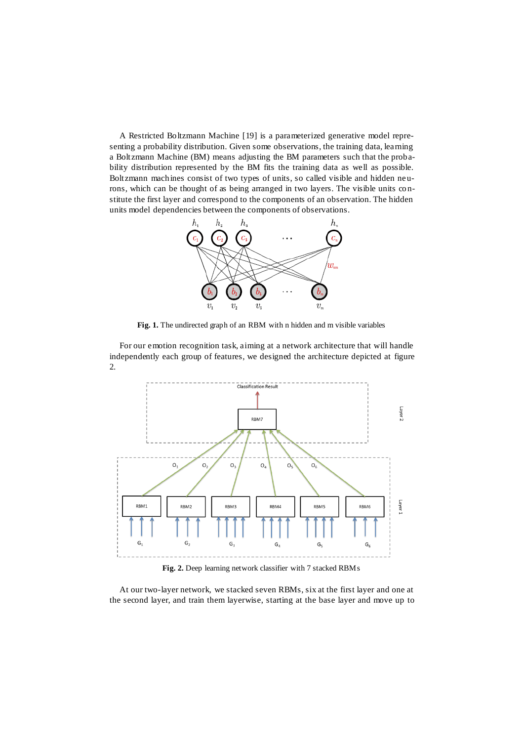A Restricted Boltzmann Machine [19] is a parameterized generative model representing a probability distribution. Given some observations, the training data, learning a Boltzmann Machine (BM) means adjusting the BM parameters such that the probability distribution represented by the BM fits the training data as well as possible. Boltzmann machines consist of two types of units, so called visible and hidden neurons, which can be thought of as being arranged in two layers. The visible units constitute the first layer and correspond to the components of an observation. The hidden units model dependencies between the components of observations.

**Fig. 1.** The undirected graph of an RBM with n hidden and m visible variables

For our emotion recognition task, aiming at a network architecture that will handle independently each group of features, we designed the architecture depicted at figure 2.

**Fig. 2.** Deep learning network classifier with 7 stacked RBMs

At our two-layer network, we stacked seven RBMs, six at the first layer and one at the second layer, and train them layerwise, starting at the base layer and move up to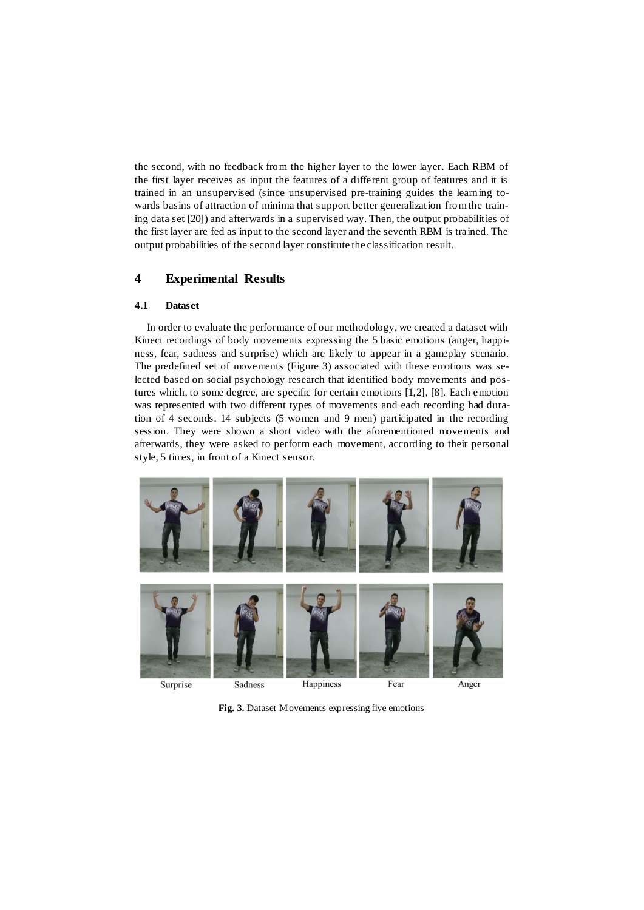the second, with no feedback from the higher layer to the lower layer. Each RBM of the first layer receives as input the features of a different group of features and it is trained in an unsupervised (since unsupervised pre-training guides the learning towards basins of attraction of minima that support better generalization from the training data set [20]) and afterwards in a supervised way. Then, the output probabilities of the first layer are fed as input to the second layer and the seventh RBM is trained. The output probabilities of the second layer constitute the classification result.

## 4 Experimental Results

### 4.1 Dataset

In order to evaluate the performance of our methodology, we created a dataset with Kinect recordings of body movements expressing the 5 basic emotions (anger, happiness, fear, sadness and surprise) which are likely to appear in a gameplay scenario. The predefined set of movements (Figure 3) associated with these emotions was selected based on social psychology research that identified body movements and postures which, to some degree, are specific for certain emotions [1,2], [8]. Each emotion was represented with two different types of movements and each recording had duration of 4 seconds. 14 subjects (5 women and 9 men) participated in the recording session. They were shown a short video with the aforementioned movements and afterwards, they were asked to perform each movement, according to their personal style, 5 times, in front of a Kinect sensor.

Surprise Sadness Happiness Fear Anger

**Fig. 3.** Dataset Movements expressing five emotions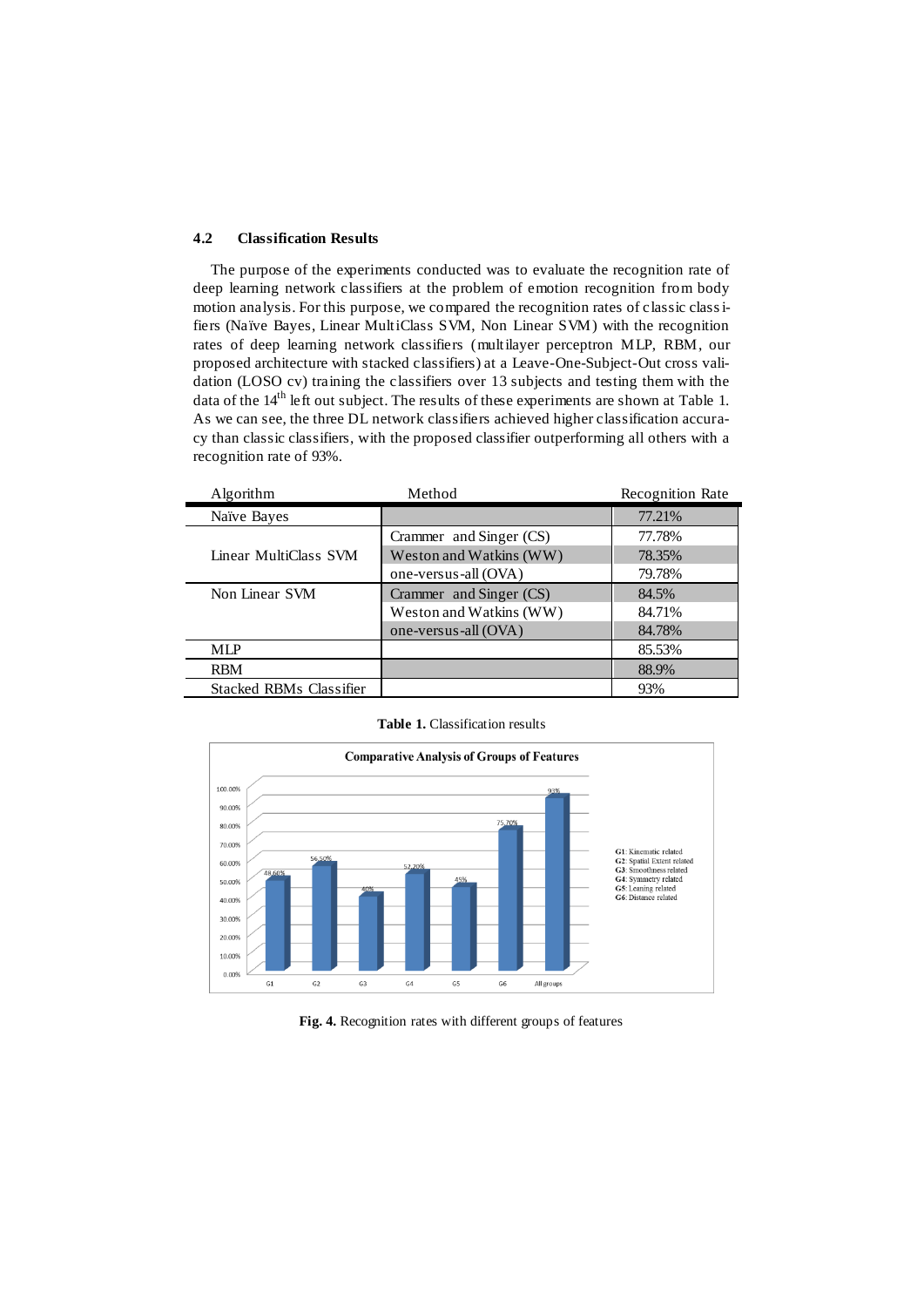### 4.2 Classification Results

The purpose of the experiments conducted was to evaluate the recognition rate of deep learning network classifiers at the problem of emotion recognition from body motion analysis. For this purpose, we compared the recognition rates of classic classifiers (Naïve Bayes, Linear MultiClass SVM, Non Linear SVM) with the recognition rates of deep learning network classifiers (multilayer perceptron MLP, RBM, our proposed architecture with stacked classifiers) at a Leave-One-Subject-Out cross validation (LOSO cv) training the classifiers over 13 subjects and testing them with the data of the 14$^{th}$ left out subject. The results of these experiments are shown at Table 1. As we can see, the three DL network classifiers achieved higher classification accuracy than classic classifiers, with the proposed classifier outperforming all others with a recognition rate of 93%.

| Algorithm | Method | Recognition Rate |
|---|---|---|
| Naïve Bayes | | 77.21% |
| Linear MultiClass SVM | Crammer and Singer (CS) | 77.78% |
| | Weston and Watkins (WW) | 78.35% |
| | one-versus-all (OVA) | 79.78% |
| Non Linear SVM | Crammer and Singer (CS) | 84.5% |
| | Weston and Watkins (WW) | 84.71% |
| | one-versus-all (OVA) | 84.78% |
| MLP | | 85.53% |
| RBM | | 88.9% |
| Stacked RBMs Classifier | | 93% |

**Table 1.** Classification results

**Fig. 4.** Recognition rates with different groups of features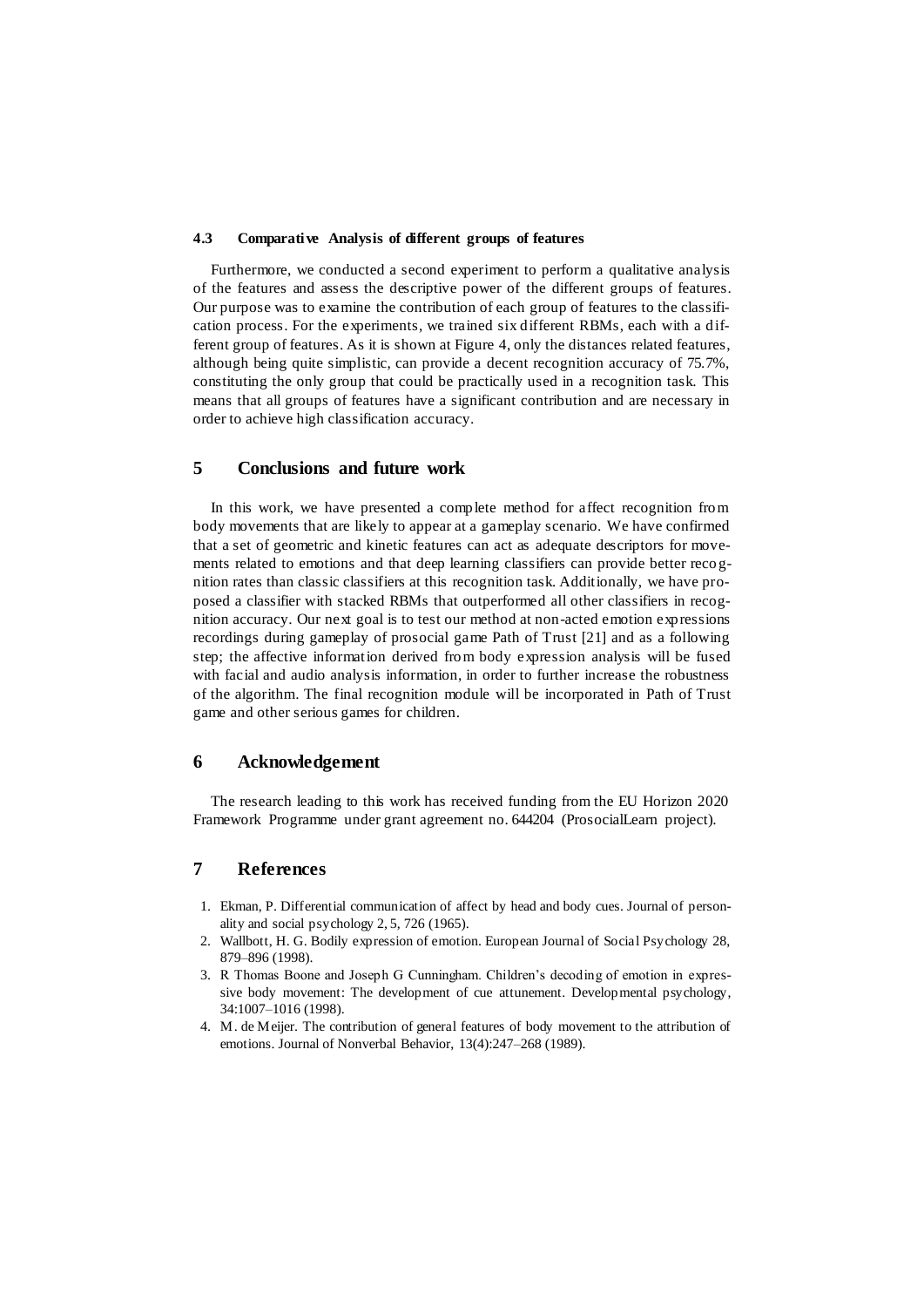### 4.3 Comparative Analysis of different groups of features

Furthermore, we conducted a second experiment to perform a qualitative analysis of the features and assess the descriptive power of the different groups of features. Our purpose was to examine the contribution of each group of features to the classification process. For the experiments, we trained six different RBMs, each with a different group of features. As it is shown at Figure 4, only the distances related features, although being quite simplistic, can provide a decent recognition accuracy of 75.7%, constituting the only group that could be practically used in a recognition task. This means that all groups of features have a significant contribution and are necessary in order to achieve high classification accuracy.

## 5 Conclusions and future work

In this work, we have presented a complete method for affect recognition from body movements that are likely to appear at a gameplay scenario. We have confirmed that a set of geometric and kinetic features can act as adequate descriptors for movements related to emotions and that deep learning classifiers can provide better recognition rates than classic classifiers at this recognition task. Additionally, we have proposed a classifier with stacked RBMs that outperformed all other classifiers in recognition accuracy. Our next goal is to test our method at non-acted emotion expressions recordings during gameplay of prosocial game Path of Trust [21] and as a following step; the affective information derived from body expression analysis will be fused with facial and audio analysis information, in order to further increase the robustness of the algorithm. The final recognition module will be incorporated in Path of Trust game and other serious games for children.

## 6 Acknowledgement

The research leading to this work has received funding from the EU Horizon 2020 Framework Programme under grant agreement no. 644204 (ProsocialLearn project).

## 7 References

1. Ekman, P. Differential communication of affect by head and body cues. Journal of personality and social psychology 2, 5, 726 (1965).
2. Wallbott, H. G. Bodily expression of emotion. European Journal of Social Psychology 28, 879–896 (1998).
3. R Thomas Boone and Joseph G Cunningham. Children's decoding of emotion in expressive body movement: The development of cue attunement. Developmental psychology, 34:1007–1016 (1998).
4. M. de Meijer. The contribution of general features of body movement to the attribution of emotions. Journal of Nonverbal Behavior, 13(4):247–268 (1989).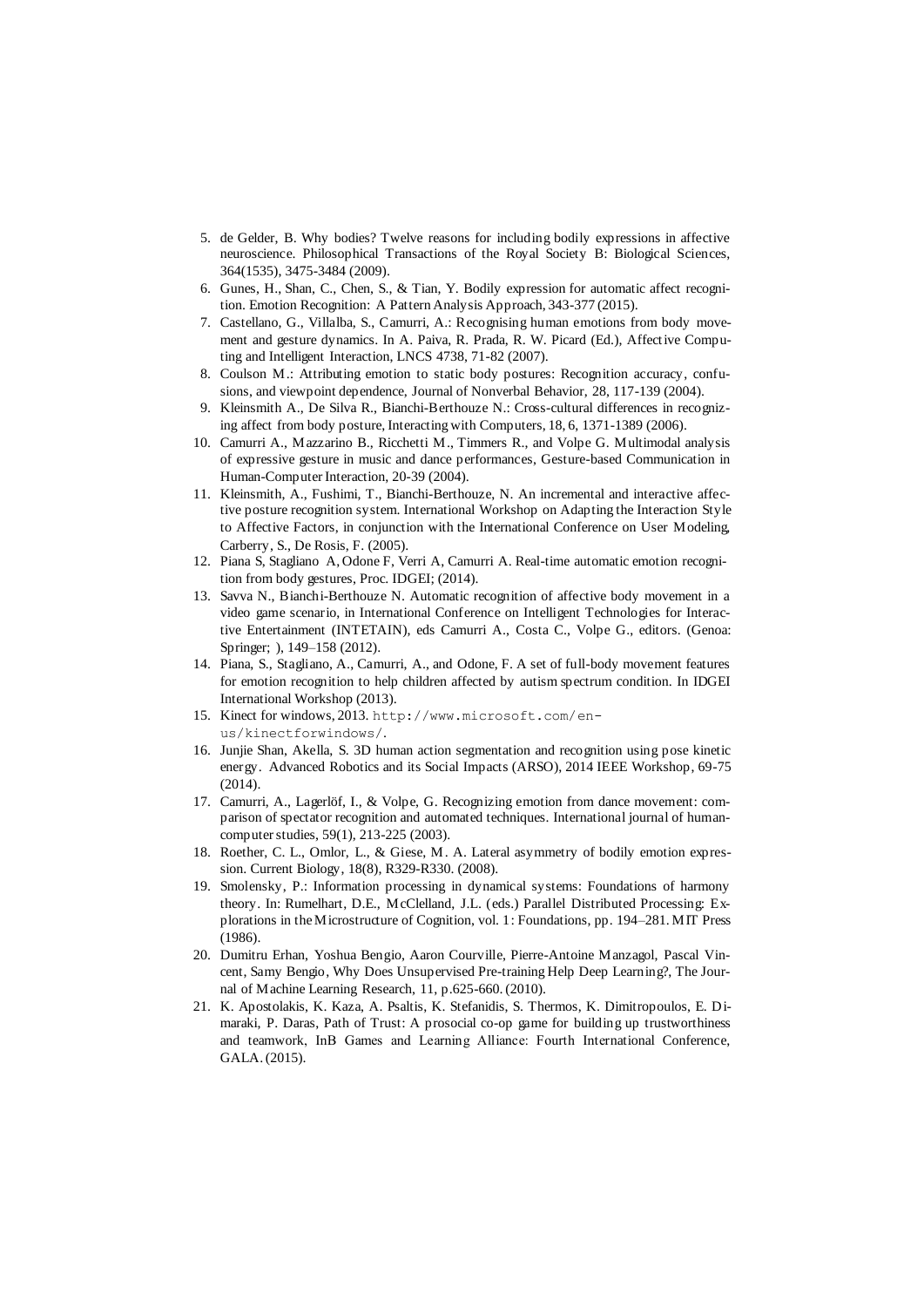5. de Gelder, B. Why bodies? Twelve reasons for including bodily expressions in affective neuroscience. Philosophical Transactions of the Royal Society B: Biological Sciences, 364(1535), 3475-3484 (2009).
6. Gunes, H., Shan, C., Chen, S., & Tian, Y. Bodily expression for automatic affect recognition. Emotion Recognition: A Pattern Analysis Approach, 343-377 (2015).
7. Castellano, G., Villalba, S., Camurri, A.: Recognising human emotions from body movement and gesture dynamics. In A. Paiva, R. Prada, R. W. Picard (Ed.), Affective Computing and Intelligent Interaction, LNCS 4738, 71-82 (2007).
8. Coulson M.: Attributing emotion to static body postures: Recognition accuracy, confusions, and viewpoint dependence, Journal of Nonverbal Behavior, 28, 117-139 (2004).
9. Kleinsmith A., De Silva R., Bianchi-Berthouze N.: Cross-cultural differences in recognizing affect from body posture, Interacting with Computers, 18, 6, 1371-1389 (2006).
10. Camurri A., Mazzarino B., Ricchetti M., Timmers R., and Volpe G. Multimodal analysis of expressive gesture in music and dance performances, Gesture-based Communication in Human-Computer Interaction, 20-39 (2004).
11. Kleinsmith, A., Fushimi, T., Bianchi-Berthouze, N. An incremental and interactive affective posture recognition system. International Workshop on Adapting the Interaction Style to Affective Factors, in conjunction with the International Conference on User Modeling, Carberry, S., De Rosis, F. (2005).
12. Piana S, Stagliano A, Odone F, Verri A, Camurri A. Real-time automatic emotion recognition from body gestures, Proc. IDGEI; (2014).
13. Savva N., Bianchi-Berthouze N. Automatic recognition of affective body movement in a video game scenario, in International Conference on Intelligent Technologies for Interactive Entertainment (INTETAIN), eds Camurri A., Costa C., Volpe G., editors. (Genoa: Springer; ), 149–158 (2012).
14. Piana, S., Stagliano, A., Camurri, A., and Odone, F. A set of full-body movement features for emotion recognition to help children affected by autism spectrum condition. In IDGEI International Workshop (2013).
15. Kinect for windows, 2013. http://www.microsoft.com/en-us/kinectforwindows/.
16. Junjie Shan, Akella, S. 3D human action segmentation and recognition using pose kinetic energy. Advanced Robotics and its Social Impacts (ARSO), 2014 IEEE Workshop, 69-75 (2014).
17. Camurri, A., Lagerlöf, I., & Volpe, G. Recognizing emotion from dance movement: comparison of spectator recognition and automated techniques. International journal of human-computer studies, 59(1), 213-225 (2003).
18. Roether, C. L., Omlor, L., & Giese, M. A. Lateral asymmetry of bodily emotion expression. Current Biology, 18(8), R329-R330. (2008).
19. Smolensky, P.: Information processing in dynamical systems: Foundations of harmony theory. In: Rumelhart, D.E., McClelland, J.L. (eds.) Parallel Distributed Processing: Explorations in the Microstructure of Cognition, vol. 1: Foundations, pp. 194–281. MIT Press (1986).
20. Dumitru Erhan, Yoshua Bengio, Aaron Courville, Pierre-Antoine Manzagol, Pascal Vincent, Samy Bengio, Why Does Unsupervised Pre-training Help Deep Learning?, The Journal of Machine Learning Research, 11, p.625-660. (2010).
21. K. Apostolakis, K. Kaza, A. Psaltis, K. Stefanidis, S. Thermos, K. Dimitropoulos, E. Dimaraki, P. Daras, Path of Trust: A prosocial co-op game for building up trustworthiness and teamwork, InB Games and Learning Alliance: Fourth International Conference, GALA. (2015).